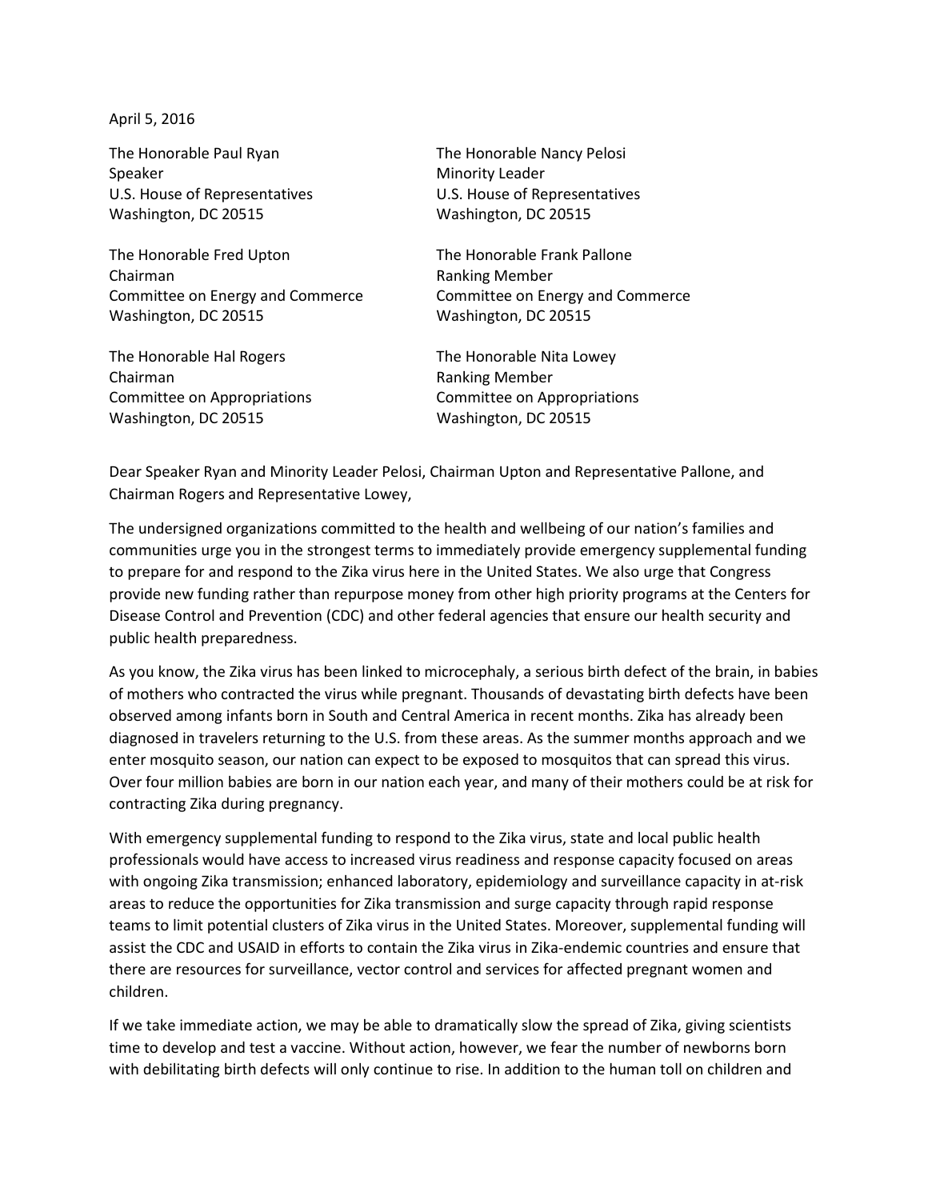April 5, 2016

The Honorable Paul Ryan
Speaker
U.S. House of Representatives
Washington, DC 20515

The Honorable Nancy Pelosi
Minority Leader
U.S. House of Representatives
Washington, DC 20515

The Honorable Fred Upton
Chairman
Committee on Energy and Commerce
Washington, DC 20515

The Honorable Frank Pallone
Ranking Member
Committee on Energy and Commerce
Washington, DC 20515

The Honorable Hal Rogers
Chairman
Committee on Appropriations
Washington, DC 20515

The Honorable Nita Lowey
Ranking Member
Committee on Appropriations
Washington, DC 20515

Dear Speaker Ryan and Minority Leader Pelosi, Chairman Upton and Representative Pallone, and Chairman Rogers and Representative Lowey,

The undersigned organizations committed to the health and wellbeing of our nation's families and communities urge you in the strongest terms to immediately provide emergency supplemental funding to prepare for and respond to the Zika virus here in the United States. We also urge that Congress provide new funding rather than repurpose money from other high priority programs at the Centers for Disease Control and Prevention (CDC) and other federal agencies that ensure our health security and public health preparedness.

As you know, the Zika virus has been linked to microcephaly, a serious birth defect of the brain, in babies of mothers who contracted the virus while pregnant. Thousands of devastating birth defects have been observed among infants born in South and Central America in recent months. Zika has already been diagnosed in travelers returning to the U.S. from these areas. As the summer months approach and we enter mosquito season, our nation can expect to be exposed to mosquitos that can spread this virus. Over four million babies are born in our nation each year, and many of their mothers could be at risk for contracting Zika during pregnancy.

With emergency supplemental funding to respond to the Zika virus, state and local public health professionals would have access to increased virus readiness and response capacity focused on areas with ongoing Zika transmission; enhanced laboratory, epidemiology and surveillance capacity in at-risk areas to reduce the opportunities for Zika transmission and surge capacity through rapid response teams to limit potential clusters of Zika virus in the United States. Moreover, supplemental funding will assist the CDC and USAID in efforts to contain the Zika virus in Zika-endemic countries and ensure that there are resources for surveillance, vector control and services for affected pregnant women and children.

If we take immediate action, we may be able to dramatically slow the spread of Zika, giving scientists time to develop and test a vaccine. Without action, however, we fear the number of newborns born with debilitating birth defects will only continue to rise. In addition to the human toll on children and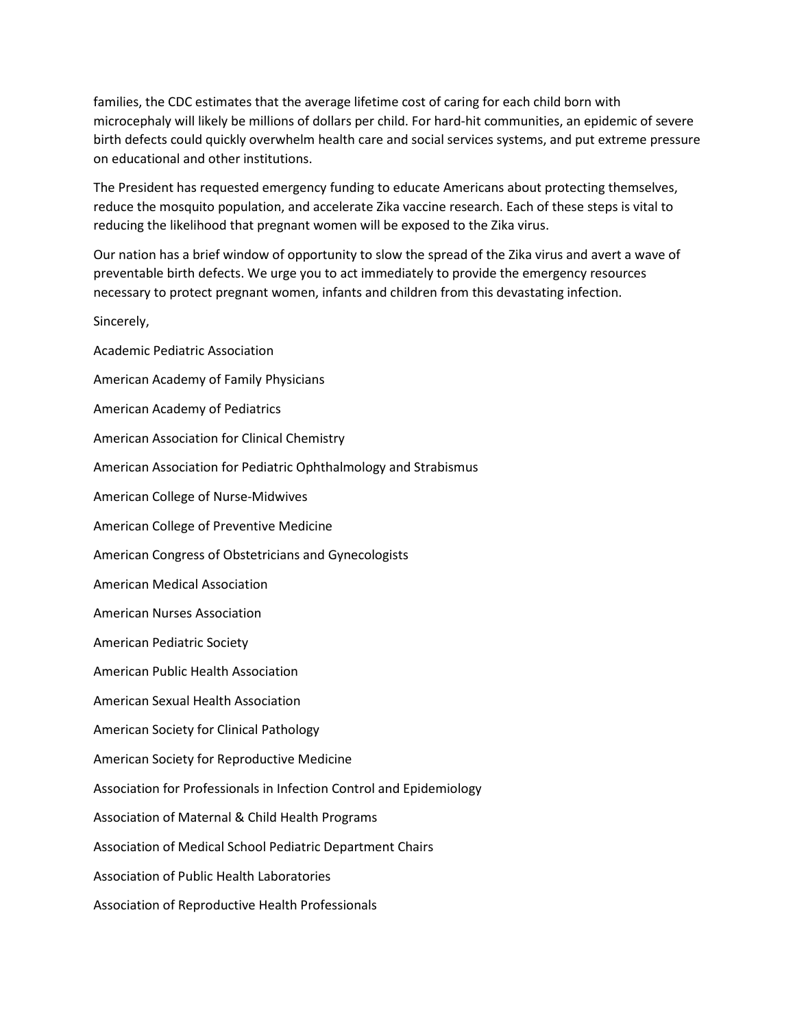families, the CDC estimates that the average lifetime cost of caring for each child born with microcephaly will likely be millions of dollars per child. For hard-hit communities, an epidemic of severe birth defects could quickly overwhelm health care and social services systems, and put extreme pressure on educational and other institutions.

The President has requested emergency funding to educate Americans about protecting themselves, reduce the mosquito population, and accelerate Zika vaccine research. Each of these steps is vital to reducing the likelihood that pregnant women will be exposed to the Zika virus.

Our nation has a brief window of opportunity to slow the spread of the Zika virus and avert a wave of preventable birth defects. We urge you to act immediately to provide the emergency resources necessary to protect pregnant women, infants and children from this devastating infection.

Sincerely,

Academic Pediatric Association

American Academy of Family Physicians

American Academy of Pediatrics

American Association for Clinical Chemistry

American Association for Pediatric Ophthalmology and Strabismus

American College of Nurse-Midwives

American College of Preventive Medicine

American Congress of Obstetricians and Gynecologists

American Medical Association

American Nurses Association

American Pediatric Society

American Public Health Association

American Sexual Health Association

American Society for Clinical Pathology

American Society for Reproductive Medicine

Association for Professionals in Infection Control and Epidemiology

Association of Maternal & Child Health Programs

Association of Medical School Pediatric Department Chairs

Association of Public Health Laboratories

Association of Reproductive Health Professionals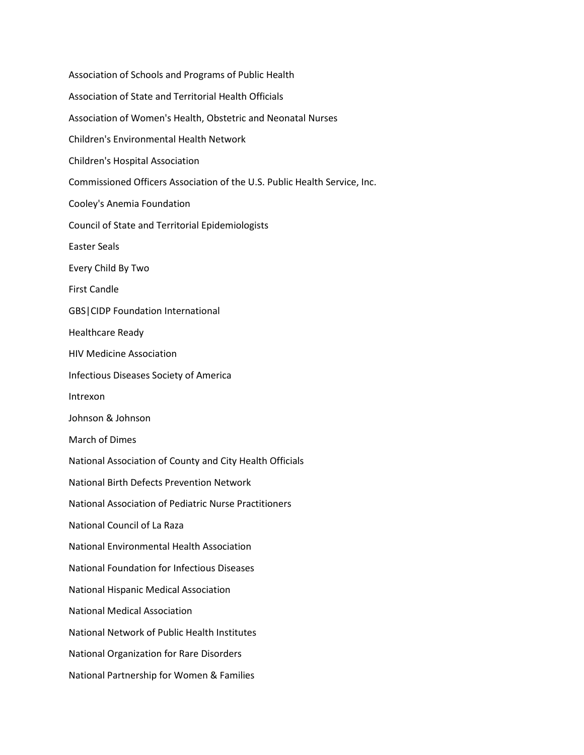Association of Schools and Programs of Public Health

Association of State and Territorial Health Officials

Association of Women's Health, Obstetric and Neonatal Nurses

Children's Environmental Health Network

Children's Hospital Association

Commissioned Officers Association of the U.S. Public Health Service, Inc.

Cooley's Anemia Foundation

Council of State and Territorial Epidemiologists

Easter Seals

Every Child By Two

First Candle

GBS|CIDP Foundation International

Healthcare Ready

HIV Medicine Association

Infectious Diseases Society of America

Intrexon

Johnson & Johnson

March of Dimes

National Association of County and City Health Officials

National Birth Defects Prevention Network

National Association of Pediatric Nurse Practitioners

National Council of La Raza

National Environmental Health Association

National Foundation for Infectious Diseases

National Hispanic Medical Association

National Medical Association

National Network of Public Health Institutes

National Organization for Rare Disorders

National Partnership for Women & Families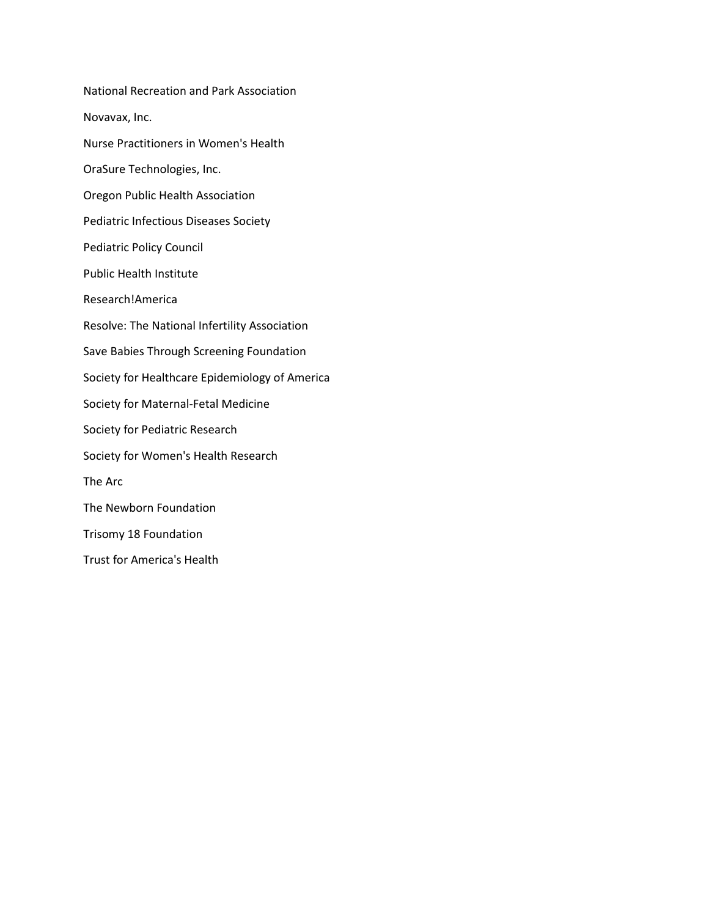National Recreation and Park Association

Novavax, Inc.

Nurse Practitioners in Women's Health

OraSure Technologies, Inc.

Oregon Public Health Association

Pediatric Infectious Diseases Society

Pediatric Policy Council

Public Health Institute

Research!America

Resolve: The National Infertility Association

Save Babies Through Screening Foundation

Society for Healthcare Epidemiology of America

Society for Maternal-Fetal Medicine

Society for Pediatric Research

Society for Women's Health Research

The Arc

The Newborn Foundation

Trisomy 18 Foundation

Trust for America's Health